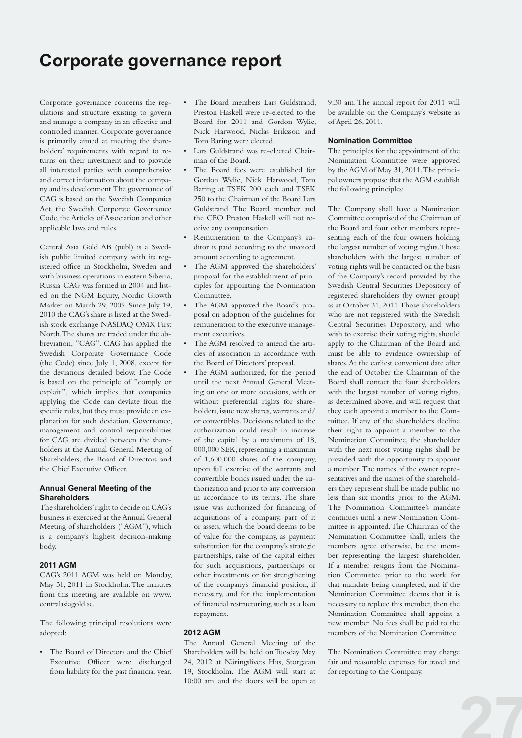# Corporate governance report

Corporate governance concerns the regulations and structure existing to govern and manage a company in an effective and controlled manner. Corporate governance is primarily aimed at meeting the shareholders' requirements with regard to returns on their investment and to provide all interested parties with comprehensive and correct information about the company and its development. The governance of CAG is based on the Swedish Companies Act, the Swedish Corporate Governance Code, the Articles of Association and other applicable laws and rules.

Central Asia Gold AB (publ) is a Swedish public limited company with its registered office in Stockholm, Sweden and with business operations in eastern Siberia, Russia. CAG was formed in 2004 and listed on the NGM Equity, Nordic Growth Market on March 29, 2005. Since July 19, 2010 the CAG's share is listed at the Swedish stock exchange NASDAQ OMX First North. The shares are traded under the abbreviation, "CAG". CAG has applied the Swedish Corporate Governance Code (the Code) since July 1, 2008, except for the deviations detailed below. The Code is based on the principle of "comply or explain", which implies that companies applying the Code can deviate from the specific rules, but they must provide an explanation for such deviation. Governance, management and control responsibilities for CAG are divided between the shareholders at the Annual General Meeting of Shareholders, the Board of Directors and the Chief Executive Officer.

### Annual General Meeting of the Shareholders

The shareholders' right to decide on CAG's business is exercised at the Annual General Meeting of shareholders ("AGM"), which is a company's highest decision-making body.

### 2011 AGM

CAG's 2011 AGM was held on Monday, May 31, 2011 in Stockholm. The minutes from this meeting are available on www.centralasiagold.se.

The following principal resolutions were adopted:

- The Board of Directors and the Chief Executive Officer were discharged from liability for the past financial year.
- The Board members Lars Guldstrand, Preston Haskell were re-elected to the Board for 2011 and Gordon Wylie, Nick Harwood, Niclas Eriksson and Tom Baring were elected.
- Lars Guldstrand was re-elected Chairman of the Board.
- The Board fees were established for Gordon Wylie, Nick Harwood, Tom Baring at TSEK 200 each and TSEK 250 to the Chairman of the Board Lars Guldstrand. The Board member and the CEO Preston Haskell will not receive any compensation.
- Remuneration to the Company's auditor is paid according to the invoiced amount according to agreement.
- The AGM approved the shareholders' proposal for the establishment of principles for appointing the Nomination Committee.
- The AGM approved the Board's proposal on adoption of the guidelines for remuneration to the executive management executives.
- The AGM resolved to amend the articles of association in accordance with the Board of Directors' proposal.
- The AGM authorized, for the period until the next Annual General Meeting on one or more occasions, with or without preferential rights for shareholders, issue new shares, warrants and/or convertibles. Decisions related to the authorization could result in increase of the capital by a maximum of 18, 000,000 SEK, representing a maximum of 1,600,000 shares of the company, upon full exercise of the warrants and convertible bonds issued under the authorization and prior to any conversion in accordance to its terms. The share issue was authorized for financing of acquisitions of a company, part of it or assets, which the board deems to be of value for the company, as payment substitution for the company's strategic partnerships, raise of the capital either for such acquisitions, partnerships or other investments or for strengthening of the company's financial position, if necessary, and for the implementation of financial restructuring, such as a loan repayment.

### 2012 AGM

The Annual General Meeting of the Shareholders will be held on Tuesday May 24, 2012 at Näringslivets Hus, Storgatan 19, Stockholm. The AGM will start at 10:00 am, and the doors will be open at 9:30 am. The annual report for 2011 will be available on the Company's website as of April 26, 2011.

### Nomination Committee

The principles for the appointment of the Nomination Committee were approved by the AGM of May 31, 2011. The principal owners propose that the AGM establish the following principles:

The Company shall have a Nomination Committee comprised of the Chairman of the Board and four other members representing each of the four owners holding the largest number of voting rights. Those shareholders with the largest number of voting rights will be contacted on the basis of the Company's record provided by the Swedish Central Securities Depository of registered shareholders (by owner group) as at October 31, 2011. Those shareholders who are not registered with the Swedish Central Securities Depository, and who wish to exercise their voting rights, should apply to the Chairman of the Board and must be able to evidence ownership of shares. At the earliest convenient date after the end of October the Chairman of the Board shall contact the four shareholders with the largest number of voting rights, as determined above, and will request that they each appoint a member to the Committee. If any of the shareholders decline their right to appoint a member to the Nomination Committee, the shareholder with the next most voting rights shall be provided with the opportunity to appoint a member. The names of the owner representatives and the names of the shareholders they represent shall be made public no less than six months prior to the AGM. The Nomination Committee's mandate continues until a new Nomination Committee is appointed. The Chairman of the Nomination Committee shall, unless the members agree otherwise, be the member representing the largest shareholder. If a member resigns from the Nomination Committee prior to the work for that mandate being completed, and if the Nomination Committee deems that it is necessary to replace this member, then the Nomination Committee shall appoint a new member. No fees shall be paid to the members of the Nomination Committee.

The Nomination Committee may charge fair and reasonable expenses for travel and for reporting to the Company.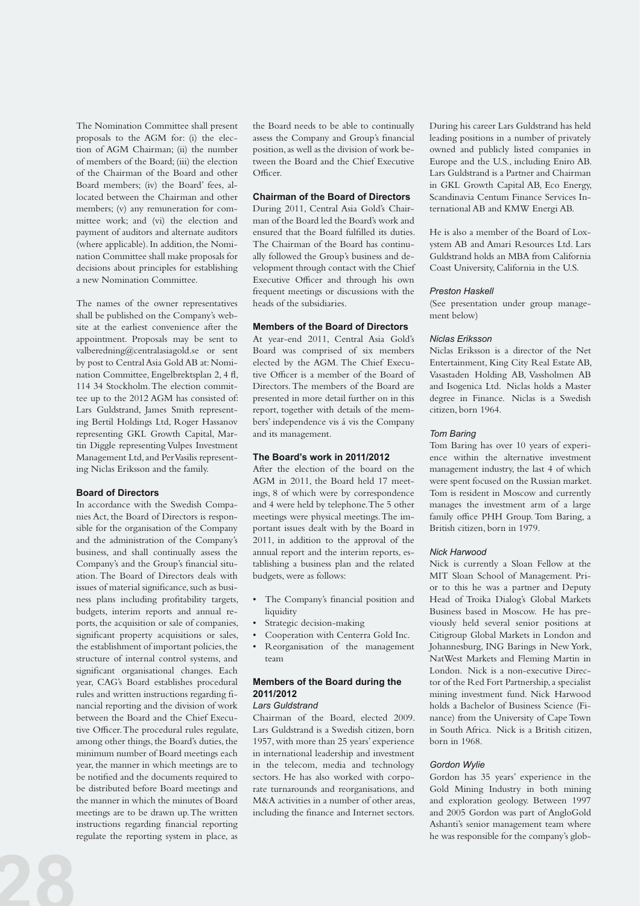The Nomination Committee shall present proposals to the AGM for: (i) the election of AGM Chairman; (ii) the number of members of the Board; (iii) the election of the Chairman of the Board and other Board members; (iv) the Board' fees, allocated between the Chairman and other members; (v) any remuneration for committee work; and (vi) the election and payment of auditors and alternate auditors (where applicable). In addition, the Nomination Committee shall make proposals for decisions about principles for establishing a new Nomination Committee.

The names of the owner representatives shall be published on the Company's website at the earliest convenience after the appointment. Proposals may be sent to valberedning@centralasiagold.se or sent by post to Central Asia Gold AB at: Nomination Committee, Engelbrektsplan 2, 4 fl, 114 34 Stockholm. The election committee up to the 2012 AGM has consisted of: Lars Guldstrand, James Smith representing Bertil Holdings Ltd, Roger Hassanov representing GKL Growth Capital, Martin Diggle representing Vulpes Investment Management Ltd, and Per Vasilis representing Niclas Eriksson and the family.

### Board of Directors

In accordance with the Swedish Companies Act, the Board of Directors is responsible for the organisation of the Company and the administration of the Company's business, and shall continually assess the Company's and the Group's financial situation. The Board of Directors deals with issues of material significance, such as business plans including profitability targets, budgets, interim reports and annual reports, the acquisition or sale of companies, significant property acquisitions or sales, the establishment of important policies, the structure of internal control systems, and significant organisational changes. Each year, CAG's Board establishes procedural rules and written instructions regarding financial reporting and the division of work between the Board and the Chief Executive Officer. The procedural rules regulate, among other things, the Board's duties, the minimum number of Board meetings each year, the manner in which meetings are to be notified and the documents required to be distributed before Board meetings and the manner in which the minutes of Board meetings are to be drawn up. The written instructions regarding financial reporting regulate the reporting system in place, as the Board needs to be able to continually assess the Company and Group's financial position, as well as the division of work between the Board and the Chief Executive Officer.

### Chairman of the Board of Directors

During 2011, Central Asia Gold's Chairman of the Board led the Board's work and ensured that the Board fulfilled its duties. The Chairman of the Board has continually followed the Group's business and development through contact with the Chief Executive Officer and through his own frequent meetings or discussions with the heads of the subsidiaries.

### Members of the Board of Directors

At year-end 2011, Central Asia Gold's Board was comprised of six members elected by the AGM. The Chief Executive Officer is a member of the Board of Directors. The members of the Board are presented in more detail further on in this report, together with details of the members' independence vis á vis the Company and its management.

### The Board's work in 2011/2012

After the election of the board on the AGM in 2011, the Board held 17 meetings, 8 of which were by correspondence and 4 were held by telephone. The 5 other meetings were physical meetings. The important issues dealt with by the Board in 2011, in addition to the approval of the annual report and the interim reports, establishing a business plan and the related budgets, were as follows:

- The Company's financial position and liquidity
- Strategic decision-making
- Cooperation with Centerra Gold Inc.
- Reorganisation of the management team

### Members of the Board during the 2011/2012

*Lars Guldstrand*

Chairman of the Board, elected 2009. Lars Guldstrand is a Swedish citizen, born 1957, with more than 25 years' experience in international leadership and investment in the telecom, media and technology sectors. He has also worked with corporate turnarounds and reorganisations, and M&A activities in a number of other areas, including the finance and Internet sectors.

During his career Lars Guldstrand has held leading positions in a number of privately owned and publicly listed companies in Europe and the U.S., including Eniro AB. Lars Guldstrand is a Partner and Chairman in GKL Growth Capital AB, Eco Energy, Scandinavia Centum Finance Services International AB and KMW Energi AB.

He is also a member of the Board of Loxystem AB and Amari Resources Ltd. Lars Guldstrand holds an MBA from California Coast University, California in the U.S.

*Preston Haskell*

(See presentation under group management below)

*Niclas Eriksson*

Niclas Eriksson is a director of the Net Entertainment, King City Real Estate AB, Vasastaden Holding AB, Vassholmen AB and Isogenica Ltd. Niclas holds a Master degree in Finance. Niclas is a Swedish citizen, born 1964.

*Tom Baring*

Tom Baring has over 10 years of experience within the alternative investment management industry, the last 4 of which were spent focused on the Russian market. Tom is resident in Moscow and currently manages the investment arm of a large family office PHH Group. Tom Baring, a British citizen, born in 1979.

*Nick Harwood*

Nick is currently a Sloan Fellow at the MIT Sloan School of Management. Prior to this he was a partner and Deputy Head of Troika Dialog's Global Markets Business based in Moscow. He has previously held several senior positions at Citigroup Global Markets in London and Johannesburg, ING Barings in New York, NatWest Markets and Fleming Martin in London. Nick is a non-executive Director of the Red Fort Partnership, a specialist mining investment fund. Nick Harwood holds a Bachelor of Business Science (Finance) from the University of Cape Town in South Africa. Nick is a British citizen, born in 1968.

*Gordon Wylie*

Gordon has 35 years' experience in the Gold Mining Industry in both mining and exploration geology. Between 1997 and 2005 Gordon was part of AngloGold Ashanti's senior management team where he was responsible for the company's glob-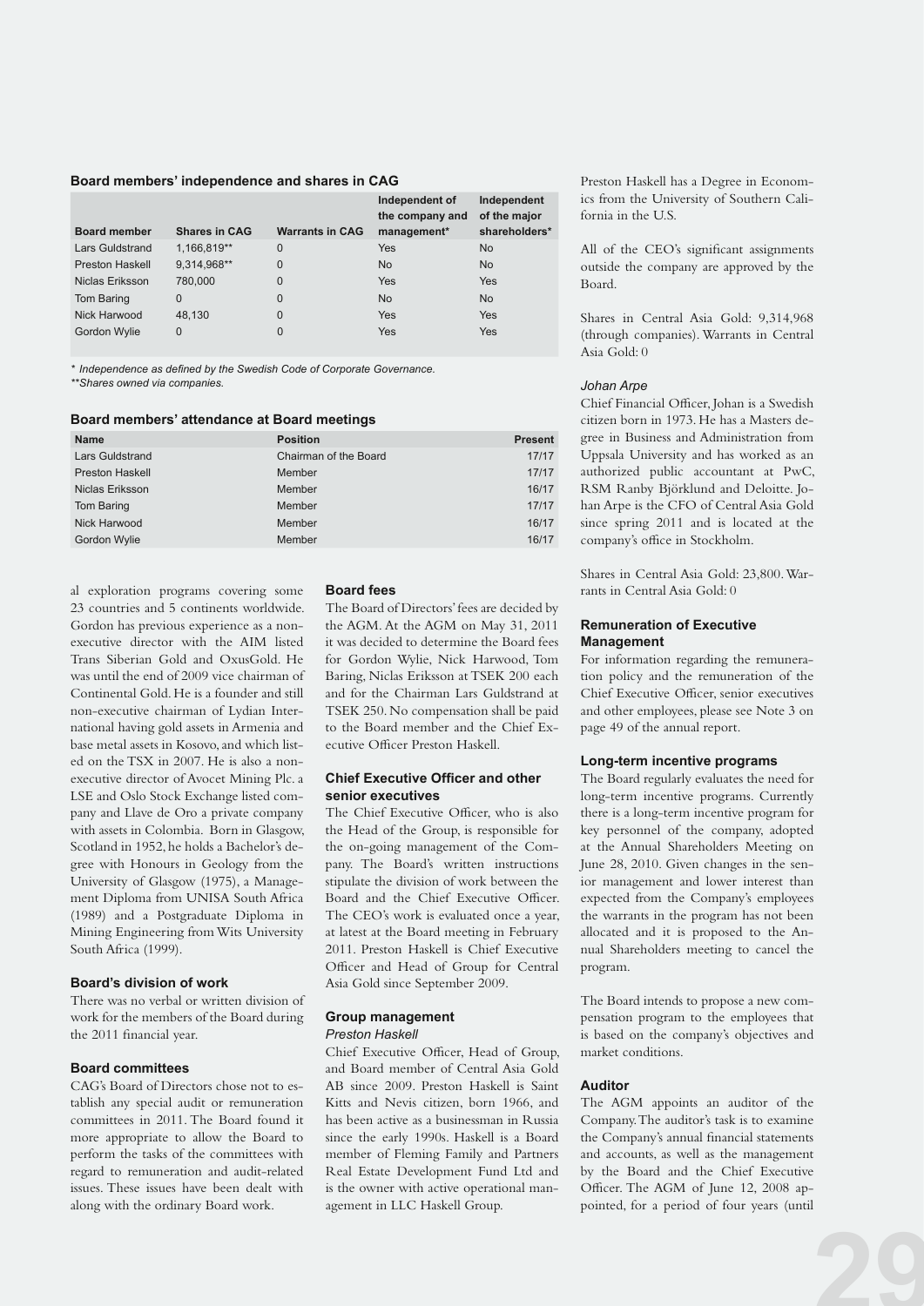**Board members' independence and shares in CAG**

| Board member | Shares in CAG | Warrants in CAG | Independent of the company and management* | Independent of the major shareholders* |
|---|---|---|---|---|
| Lars Guldstrand | 1,166,819** | 0 | Yes | No |
| Preston Haskell | 9,314,968** | 0 | No | No |
| Niclas Eriksson | 780,000 | 0 | Yes | Yes |
| Tom Baring | 0 | 0 | No | No |
| Nick Harwood | 48,130 | 0 | Yes | Yes |
| Gordon Wylie | 0 | 0 | Yes | Yes |

*\* Independence as defined by the Swedish Code of Corporate Governance.*
*\*\*Shares owned via companies.*

**Board members' attendance at Board meetings**

| Name | Position | Present |
|---|---|---|
| Lars Guldstrand | Chairman of the Board | 17/17 |
| Preston Haskell | Member | 17/17 |
| Niclas Eriksson | Member | 16/17 |
| Tom Baring | Member | 17/17 |
| Nick Harwood | Member | 16/17 |
| Gordon Wylie | Member | 16/17 |

al exploration programs covering some 23 countries and 5 continents worldwide. Gordon has previous experience as a non-executive director with the AIM listed Trans Siberian Gold and OxusGold. He was until the end of 2009 vice chairman of Continental Gold. He is a founder and still non-executive chairman of Lydian International having gold assets in Armenia and base metal assets in Kosovo, and which listed on the TSX in 2007. He is also a non-executive director of Avocet Mining Plc. a LSE and Oslo Stock Exchange listed company and Llave de Oro a private company with assets in Colombia. Born in Glasgow, Scotland in 1952, he holds a Bachelor's degree with Honours in Geology from the University of Glasgow (1975), a Management Diploma from UNISA South Africa (1989) and a Postgraduate Diploma in Mining Engineering from Wits University South Africa (1999).

### Board's division of work

There was no verbal or written division of work for the members of the Board during the 2011 financial year.

### Board committees

CAG's Board of Directors chose not to establish any special audit or remuneration committees in 2011. The Board found it more appropriate to allow the Board to perform the tasks of the committees with regard to remuneration and audit-related issues. These issues have been dealt with along with the ordinary Board work.

### Board fees

The Board of Directors' fees are decided by the AGM. At the AGM on May 31, 2011 it was decided to determine the Board fees for Gordon Wylie, Nick Harwood, Tom Baring, Niclas Eriksson at TSEK 200 each and for the Chairman Lars Guldstrand at TSEK 250. No compensation shall be paid to the Board member and the Chief Executive Officer Preston Haskell.

### Chief Executive Officer and other senior executives

The Chief Executive Officer, who is also the Head of the Group, is responsible for the on-going management of the Company. The Board's written instructions stipulate the division of work between the Board and the Chief Executive Officer. The CEO's work is evaluated once a year, at latest at the Board meeting in February 2011. Preston Haskell is Chief Executive Officer and Head of Group for Central Asia Gold since September 2009.

### Group management

*Preston Haskell*

Chief Executive Officer, Head of Group, and Board member of Central Asia Gold AB since 2009. Preston Haskell is Saint Kitts and Nevis citizen, born 1966, and has been active as a businessman in Russia since the early 1990s. Haskell is a Board member of Fleming Family and Partners Real Estate Development Fund Ltd and is the owner with active operational management in LLC Haskell Group.

Preston Haskell has a Degree in Economics from the University of Southern California in the U.S.

All of the CEO's significant assignments outside the company are approved by the Board.

Shares in Central Asia Gold: 9,314,968 (through companies). Warrants in Central Asia Gold: 0

*Johan Arpe*

Chief Financial Officer, Johan is a Swedish citizen born in 1973. He has a Masters degree in Business and Administration from Uppsala University and has worked as an authorized public accountant at PwC, RSM Ranby Björklund and Deloitte. Johan Arpe is the CFO of Central Asia Gold since spring 2011 and is located at the company's office in Stockholm.

Shares in Central Asia Gold: 23,800. Warrants in Central Asia Gold: 0

### Remuneration of Executive Management

For information regarding the remuneration policy and the remuneration of the Chief Executive Officer, senior executives and other employees, please see Note 3 on page 49 of the annual report.

### Long-term incentive programs

The Board regularly evaluates the need for long-term incentive programs. Currently there is a long-term incentive program for key personnel of the company, adopted at the Annual Shareholders Meeting on June 28, 2010. Given changes in the senior management and lower interest than expected from the Company's employees the warrants in the program has not been allocated and it is proposed to the Annual Shareholders meeting to cancel the program.

The Board intends to propose a new compensation program to the employees that is based on the company's objectives and market conditions.

### Auditor

The AGM appoints an auditor of the Company. The auditor's task is to examine the Company's annual financial statements and accounts, as well as the management by the Board and the Chief Executive Officer. The AGM of June 12, 2008 appointed, for a period of four years (until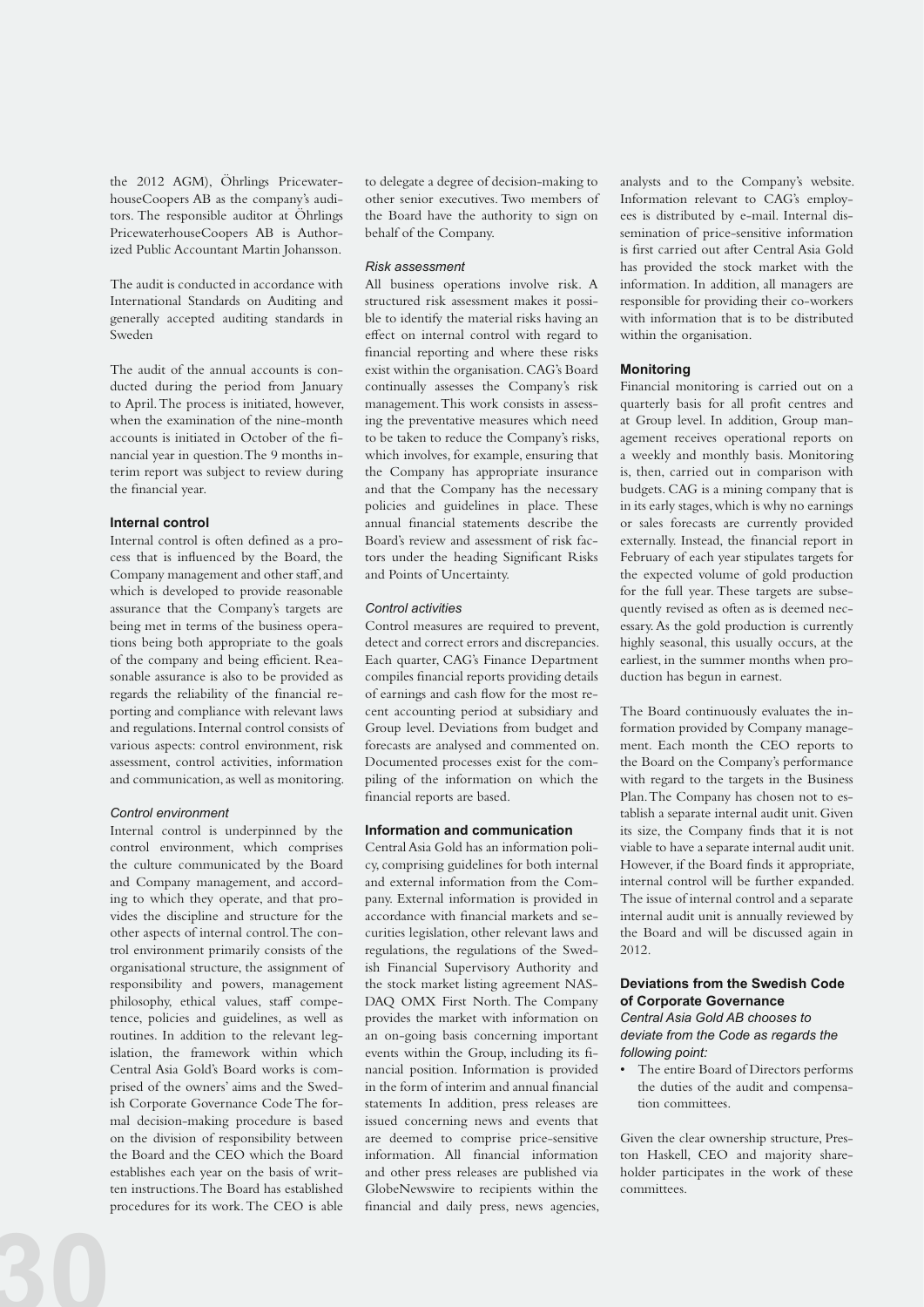the 2012 AGM), Öhrlings PricewaterhouseCoopers AB as the company's auditors. The responsible auditor at Öhrlings PricewaterhouseCoopers AB is Authorized Public Accountant Martin Johansson.

The audit is conducted in accordance with International Standards on Auditing and generally accepted auditing standards in Sweden

The audit of the annual accounts is conducted during the period from January to April. The process is initiated, however, when the examination of the nine-month accounts is initiated in October of the financial year in question. The 9 months interim report was subject to review during the financial year.

#### Internal control

Internal control is often defined as a process that is influenced by the Board, the Company management and other staff, and which is developed to provide reasonable assurance that the Company's targets are being met in terms of the business operations being both appropriate to the goals of the company and being efficient. Reasonable assurance is also to be provided as regards the reliability of the financial reporting and compliance with relevant laws and regulations. Internal control consists of various aspects: control environment, risk assessment, control activities, information and communication, as well as monitoring.

*Control environment*

Internal control is underpinned by the control environment, which comprises the culture communicated by the Board and Company management, and according to which they operate, and that provides the discipline and structure for the other aspects of internal control. The control environment primarily consists of the organisational structure, the assignment of responsibility and powers, management philosophy, ethical values, staff competence, policies and guidelines, as well as routines. In addition to the relevant legislation, the framework within which Central Asia Gold's Board works is comprised of the owners' aims and the Swedish Corporate Governance Code The formal decision-making procedure is based on the division of responsibility between the Board and the CEO which the Board establishes each year on the basis of written instructions. The Board has established procedures for its work. The CEO is able to delegate a degree of decision-making to other senior executives. Two members of the Board have the authority to sign on behalf of the Company.

*Risk assessment*

All business operations involve risk. A structured risk assessment makes it possible to identify the material risks having an effect on internal control with regard to financial reporting and where these risks exist within the organisation. CAG's Board continually assesses the Company's risk management. This work consists in assessing the preventative measures which need to be taken to reduce the Company's risks, which involves, for example, ensuring that the Company has appropriate insurance and that the Company has the necessary policies and guidelines in place. These annual financial statements describe the Board's review and assessment of risk factors under the heading Significant Risks and Points of Uncertainty.

*Control activities*

Control measures are required to prevent, detect and correct errors and discrepancies. Each quarter, CAG's Finance Department compiles financial reports providing details of earnings and cash flow for the most recent accounting period at subsidiary and Group level. Deviations from budget and forecasts are analysed and commented on. Documented processes exist for the compiling of the information on which the financial reports are based.

#### Information and communication

Central Asia Gold has an information policy, comprising guidelines for both internal and external information from the Company. External information is provided in accordance with financial markets and securities legislation, other relevant laws and regulations, the regulations of the Swedish Financial Supervisory Authority and the stock market listing agreement NASDAQ OMX First North. The Company provides the market with information on an on-going basis concerning important events within the Group, including its financial position. Information is provided in the form of interim and annual financial statements In addition, press releases are issued concerning news and events that are deemed to comprise price-sensitive information. All financial information and other press releases are published via GlobeNewswire to recipients within the financial and daily press, news agencies, analysts and to the Company's website. Information relevant to CAG's employees is distributed by e-mail. Internal dissemination of price-sensitive information is first carried out after Central Asia Gold has provided the stock market with the information. In addition, all managers are responsible for providing their co-workers with information that is to be distributed within the organisation.

#### Monitoring

Financial monitoring is carried out on a quarterly basis for all profit centres and at Group level. In addition, Group management receives operational reports on a weekly and monthly basis. Monitoring is, then, carried out in comparison with budgets. CAG is a mining company that is in its early stages, which is why no earnings or sales forecasts are currently provided externally. Instead, the financial report in February of each year stipulates targets for the expected volume of gold production for the full year. These targets are subsequently revised as often as is deemed necessary. As the gold production is currently highly seasonal, this usually occurs, at the earliest, in the summer months when production has begun in earnest.

The Board continuously evaluates the information provided by Company management. Each month the CEO reports to the Board on the Company's performance with regard to the targets in the Business Plan. The Company has chosen not to establish a separate internal audit unit. Given its size, the Company finds that it is not viable to have a separate internal audit unit. However, if the Board finds it appropriate, internal control will be further expanded. The issue of internal control and a separate internal audit unit is annually reviewed by the Board and will be discussed again in 2012.

#### Deviations from the Swedish Code of Corporate Governance

*Central Asia Gold AB chooses to deviate from the Code as regards the following point:*

- The entire Board of Directors performs the duties of the audit and compensation committees.

Given the clear ownership structure, Preston Haskell, CEO and majority shareholder participates in the work of these committees.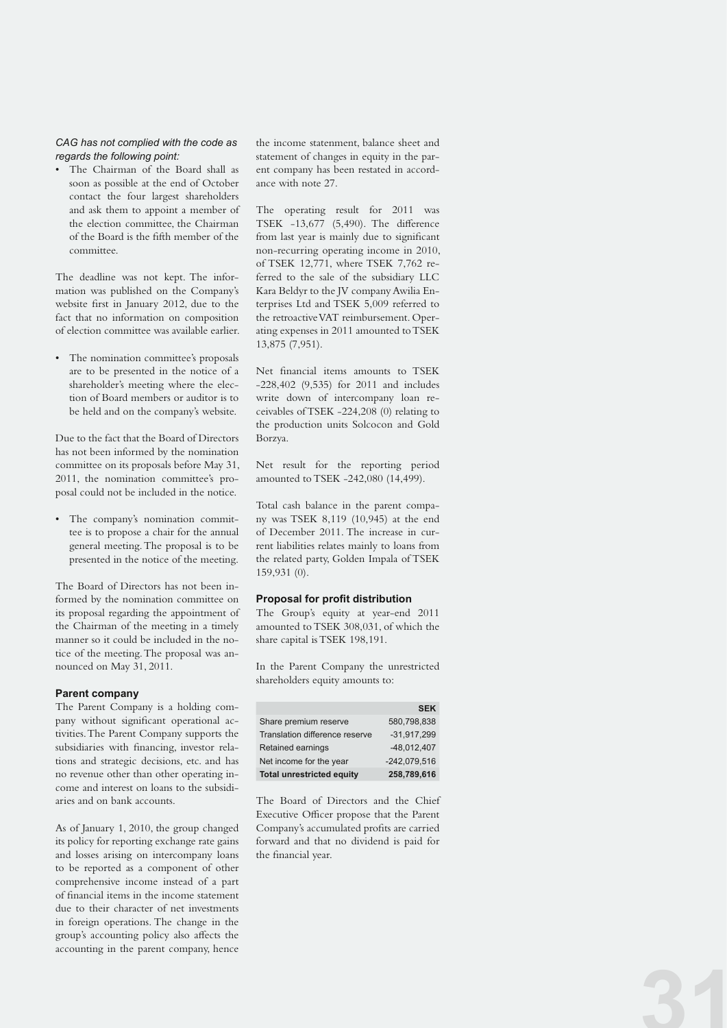*CAG has not complied with the code as regards the following point:*

- The Chairman of the Board shall as soon as possible at the end of October contact the four largest shareholders and ask them to appoint a member of the election committee, the Chairman of the Board is the fifth member of the committee.

The deadline was not kept. The information was published on the Company's website first in January 2012, due to the fact that no information on composition of election committee was available earlier.

- The nomination committee's proposals are to be presented in the notice of a shareholder's meeting where the election of Board members or auditor is to be held and on the company's website.

Due to the fact that the Board of Directors has not been informed by the nomination committee on its proposals before May 31, 2011, the nomination committee's proposal could not be included in the notice.

- The company's nomination committee is to propose a chair for the annual general meeting. The proposal is to be presented in the notice of the meeting.

The Board of Directors has not been informed by the nomination committee on its proposal regarding the appointment of the Chairman of the meeting in a timely manner so it could be included in the notice of the meeting. The proposal was announced on May 31, 2011.

### Parent company

The Parent Company is a holding company without significant operational activities. The Parent Company supports the subsidiaries with financing, investor relations and strategic decisions, etc. and has no revenue other than other operating income and interest on loans to the subsidiaries and on bank accounts.

As of January 1, 2010, the group changed its policy for reporting exchange rate gains and losses arising on intercompany loans to be reported as a component of other comprehensive income instead of a part of financial items in the income statement due to their character of net investments in foreign operations. The change in the group's accounting policy also affects the accounting in the parent company, hence the income statenment, balance sheet and statement of changes in equity in the parent company has been restated in accordance with note 27.

The operating result for 2011 was TSEK -13,677 (5,490). The difference from last year is mainly due to significant non-recurring operating income in 2010, of TSEK 12,771, where TSEK 7,762 referred to the sale of the subsidiary LLC Kara Beldyr to the JV company Awilia Enterprises Ltd and TSEK 5,009 referred to the retroactive VAT reimbursement. Operating expenses in 2011 amounted to TSEK 13,875 (7,951).

Net financial items amounts to TSEK -228,402 (9,535) for 2011 and includes write down of intercompany loan receivables of TSEK -224,208 (0) relating to the production units Solcocon and Gold Borzya.

Net result for the reporting period amounted to TSEK -242,080 (14,499).

Total cash balance in the parent company was TSEK 8,119 (10,945) at the end of December 2011. The increase in current liabilities relates mainly to loans from the related party, Golden Impala of TSEK 159,931 (0).

### Proposal for profit distribution

The Group's equity at year-end 2011 amounted to TSEK 308,031, of which the share capital is TSEK 198,191.

In the Parent Company the unrestricted shareholders equity amounts to:

| | SEK |
|---|---|
| Share premium reserve | 580,798,838 |
| Translation difference reserve | -31,917,299 |
| Retained earnings | -48,012,407 |
| Net income for the year | -242,079,516 |
| **Total unrestricted equity** | **258,789,616** |

The Board of Directors and the Chief Executive Officer propose that the Parent Company's accumulated profits are carried forward and that no dividend is paid for the financial year.